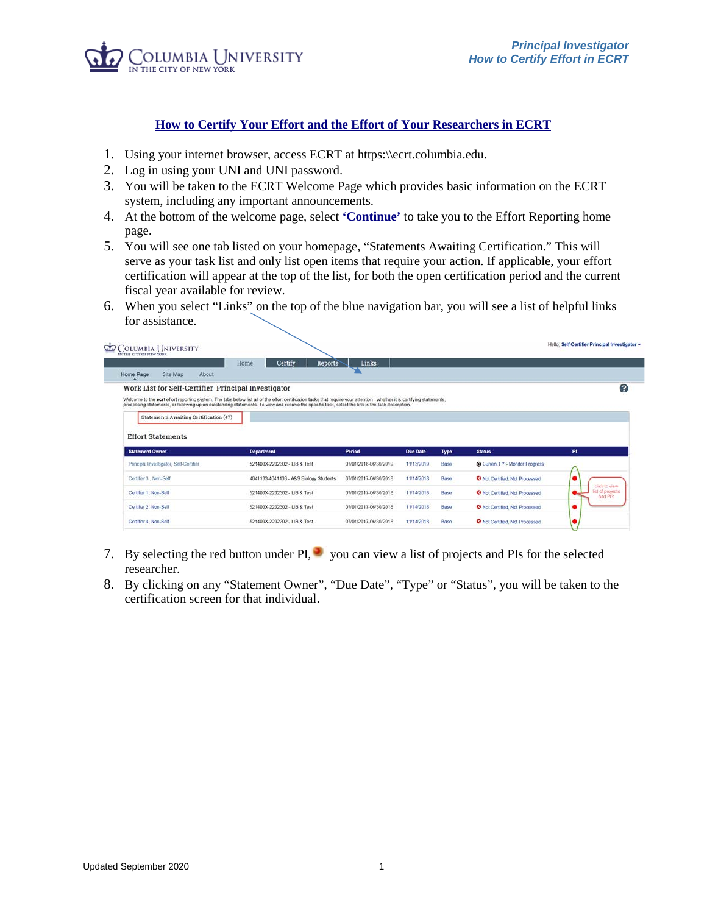# How to Certify Your Effort and the Effort of Your Researchers in ECRT

1. Using your internet browser, access ECRT at https:\\ecrt.columbia.edu.
2. Log in using your UNI and UNI password.
3. You will be taken to the ECRT Welcome Page which provides basic information on the ECRT system, including any important announcements.
4. At the bottom of the welcome page, select **'Continue'** to take you to the Effort Reporting home page.
5. You will see one tab listed on your homepage, "Statements Awaiting Certification." This will serve as your task list and only list open items that require your action. If applicable, your effort certification will appear at the top of the list, for both the open certification period and the current fiscal year available for review.
6. When you select "Links" on the top of the blue navigation bar, you will see a list of helpful links for assistance.
7. By selecting the red button under PI, you can view a list of projects and PIs for the selected researcher.
8. By clicking on any "Statement Owner", "Due Date", "Type" or "Status", you will be taken to the certification screen for that individual.

Updated September 2020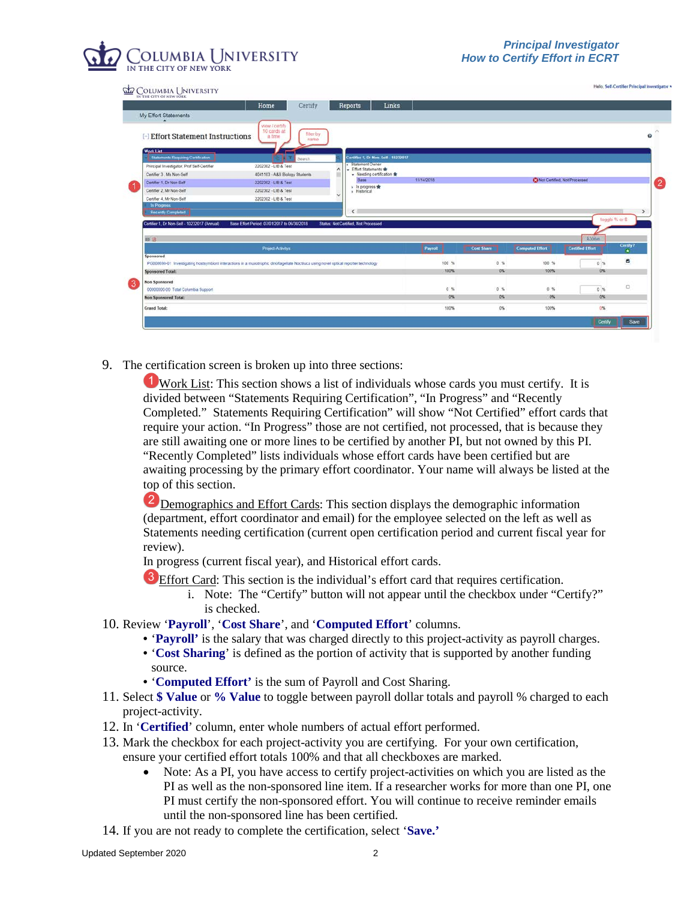9. The certification screen is broken up into three sections:

   1 Work List: This section shows a list of individuals whose cards you must certify. It is divided between “Statements Requiring Certification”, “In Progress” and “Recently Completed.” Statements Requiring Certification” will show “Not Certified” effort cards that require your action. “In Progress” those are not certified, not processed, that is because they are still awaiting one or more lines to be certified by another PI, but not owned by this PI. “Recently Completed” lists individuals whose effort cards have been certified but are awaiting processing by the primary effort coordinator. Your name will always be listed at the top of this section.

   2 Demographics and Effort Cards: This section displays the demographic information (department, effort coordinator and email) for the employee selected on the left as well as Statements needing certification (current open certification period and current fiscal year for review).
   In progress (current fiscal year), and Historical effort cards.

   3 Effort Card: This section is the individual’s effort card that requires certification.

      i. Note: The “Certify” button will not appear until the checkbox under “Certify?” is checked.

10. Review ‘**Payroll**’, ‘**Cost Share**’, and ‘**Computed Effort**’ columns.
    - ‘**Payroll’** is the salary that was charged directly to this project-activity as payroll charges.
    - ‘**Cost Sharing**’ is defined as the portion of activity that is supported by another funding source.
    - ‘**Computed Effort’** is the sum of Payroll and Cost Sharing.
11. Select **$ Value** or **% Value** to toggle between payroll dollar totals and payroll % charged to each project-activity.
12. In ‘**Certified**’ column, enter whole numbers of actual effort performed.
13. Mark the checkbox for each project-activity you are certifying. For your own certification, ensure your certified effort totals 100% and that all checkboxes are marked.
    - Note: As a PI, you have access to certify project-activities on which you are listed as the PI as well as the non-sponsored line item. If a researcher works for more than one PI, one PI must certify the non-sponsored effort. You will continue to receive reminder emails until the non-sponsored line has been certified.
14. If you are not ready to complete the certification, select ‘**Save.’**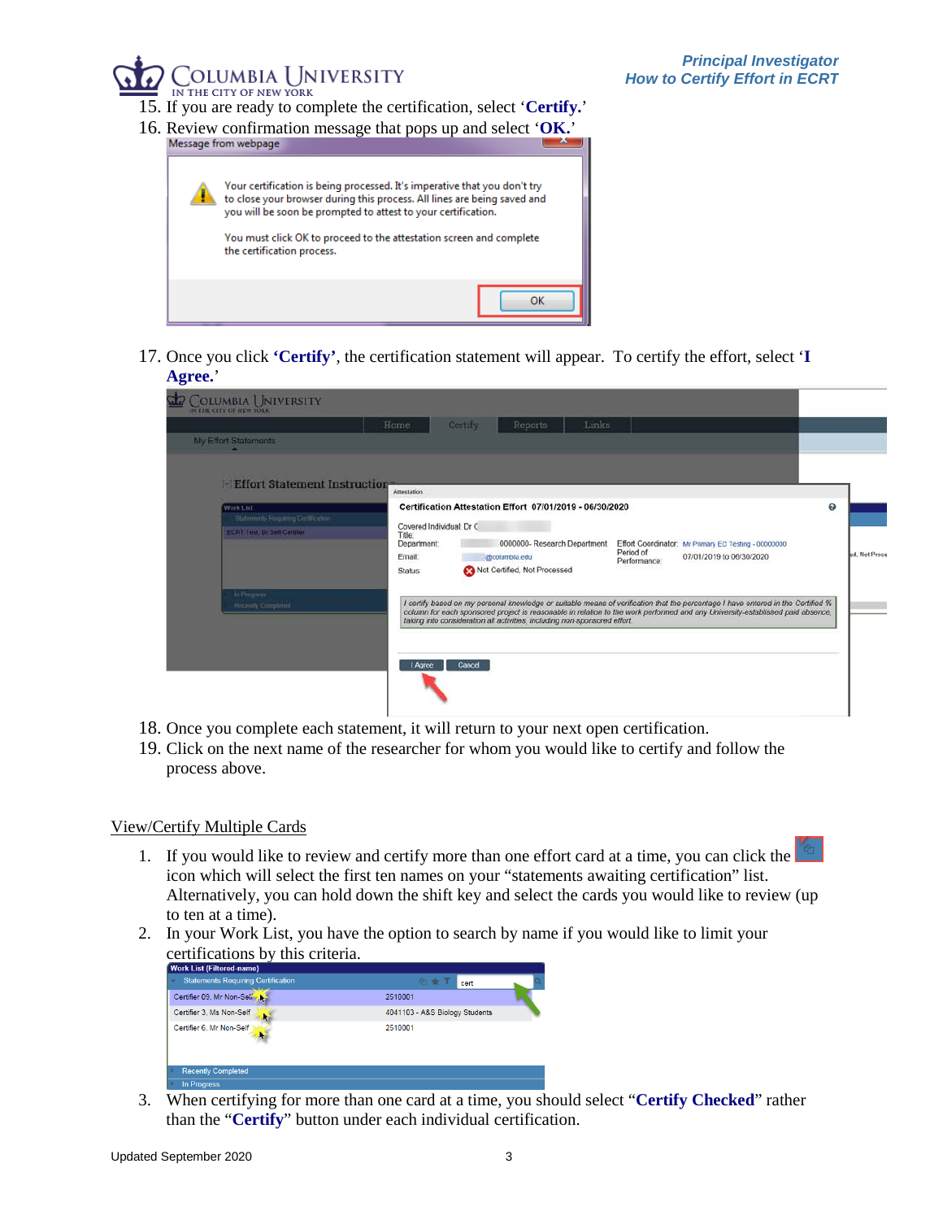15. If you are ready to complete the certification, select '**Certify.**'
16. Review confirmation message that pops up and select '**OK.**'

Message from webpage

Your certification is being processed. It's imperative that you don't try to close your browser during this process. All lines are being saved and you will be soon be prompted to attest to your certification.

You must click OK to proceed to the attestation screen and complete the certification process.

OK

17. Once you click '**Certify**', the certification statement will appear. To certify the effort, select '**I Agree.**'

Certification Attestation Effort 07/01/2019 - 06/30/2020

*I certify based on my personal knowledge or suitable means of verification that the percentage I have entered in the Certified % column for each sponsored project is reasonable in relation to the work performed and any University-established paid absence, taking into consideration all activities, including non-sponsored effort.*

I Agree    Cancel

18. Once you complete each statement, it will return to your next open certification.
19. Click on the next name of the researcher for whom you would like to certify and follow the process above.

View/Certify Multiple Cards

1. If you would like to review and certify more than one effort card at a time, you can click the icon which will select the first ten names on your "statements awaiting certification" list. Alternatively, you can hold down the shift key and select the cards you would like to review (up to ten at a time).
2. In your Work List, you have the option to search by name if you would like to limit your certifications by this criteria.

Work List (Filtered-name)

Statements Requiring Certification

| | |
|---|---|
| Certifier 09, Mr Non-Self | 2510001 |
| Certifier 3, Ms Non-Self | 4041103 - A&S Biology Students |
| Certifier 6, Mr Non-Self | 2510001 |

Recently Completed

In Progress

3. When certifying for more than one card at a time, you should select "**Certify Checked**" rather than the "**Certify**" button under each individual certification.

Updated September 2020